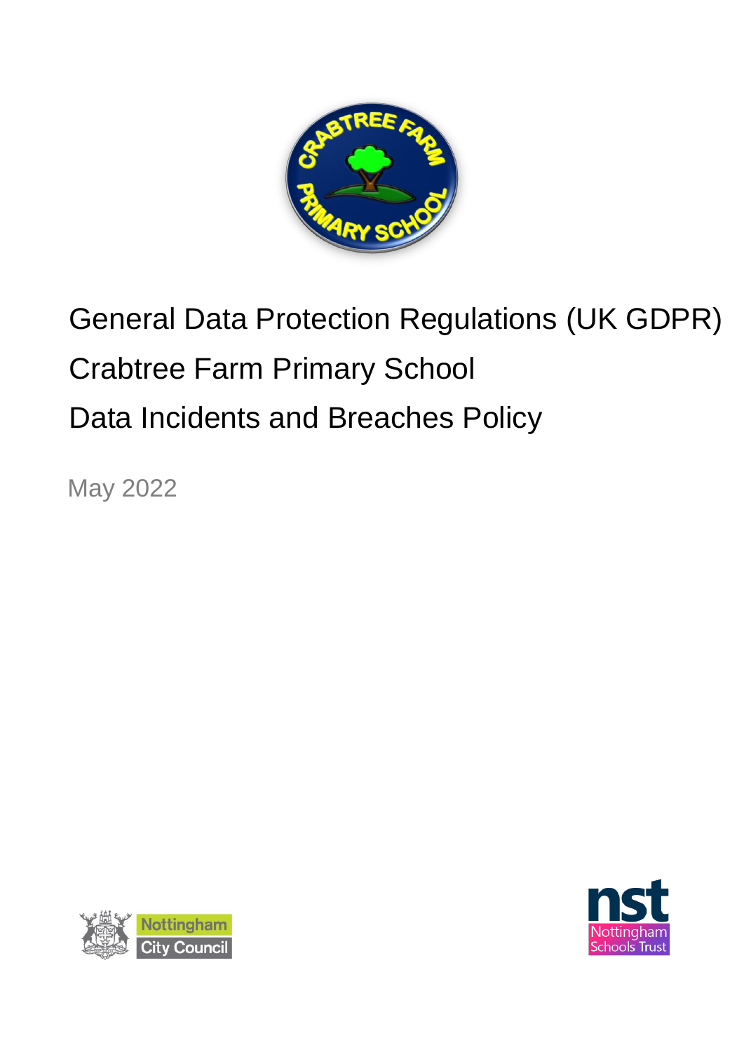# General Data Protection Regulations (UK GDPR)

# Crabtree Farm Primary School

# Data Incidents and Breaches Policy

May 2022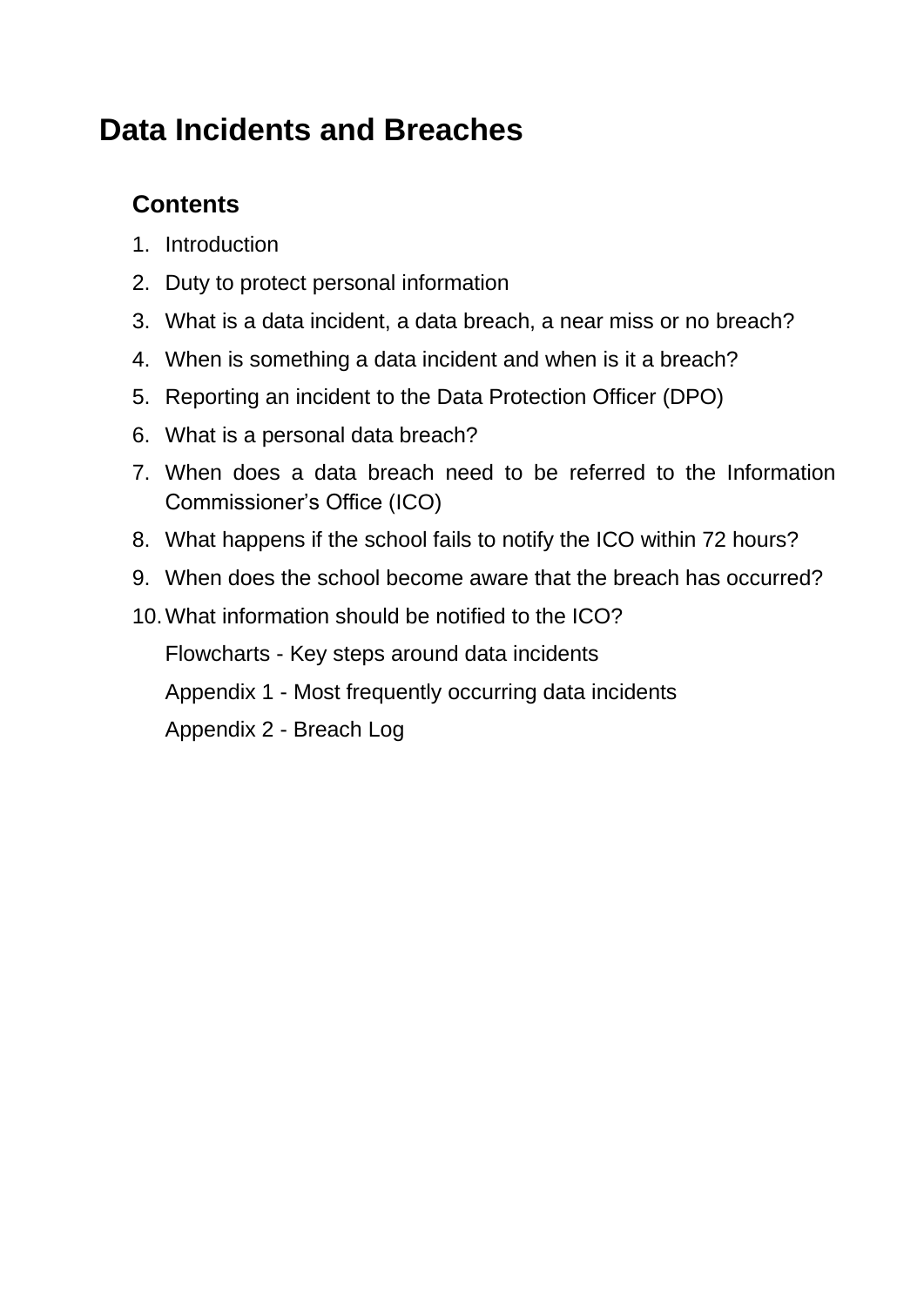# Data Incidents and Breaches

## Contents

1. Introduction
2. Duty to protect personal information
3. What is a data incident, a data breach, a near miss or no breach?
4. When is something a data incident and when is it a breach?
5. Reporting an incident to the Data Protection Officer (DPO)
6. What is a personal data breach?
7. When does a data breach need to be referred to the Information Commissioner's Office (ICO)
8. What happens if the school fails to notify the ICO within 72 hours?
9. When does the school become aware that the breach has occurred?
10. What information should be notified to the ICO?

Flowcharts - Key steps around data incidents

Appendix 1 - Most frequently occurring data incidents

Appendix 2 - Breach Log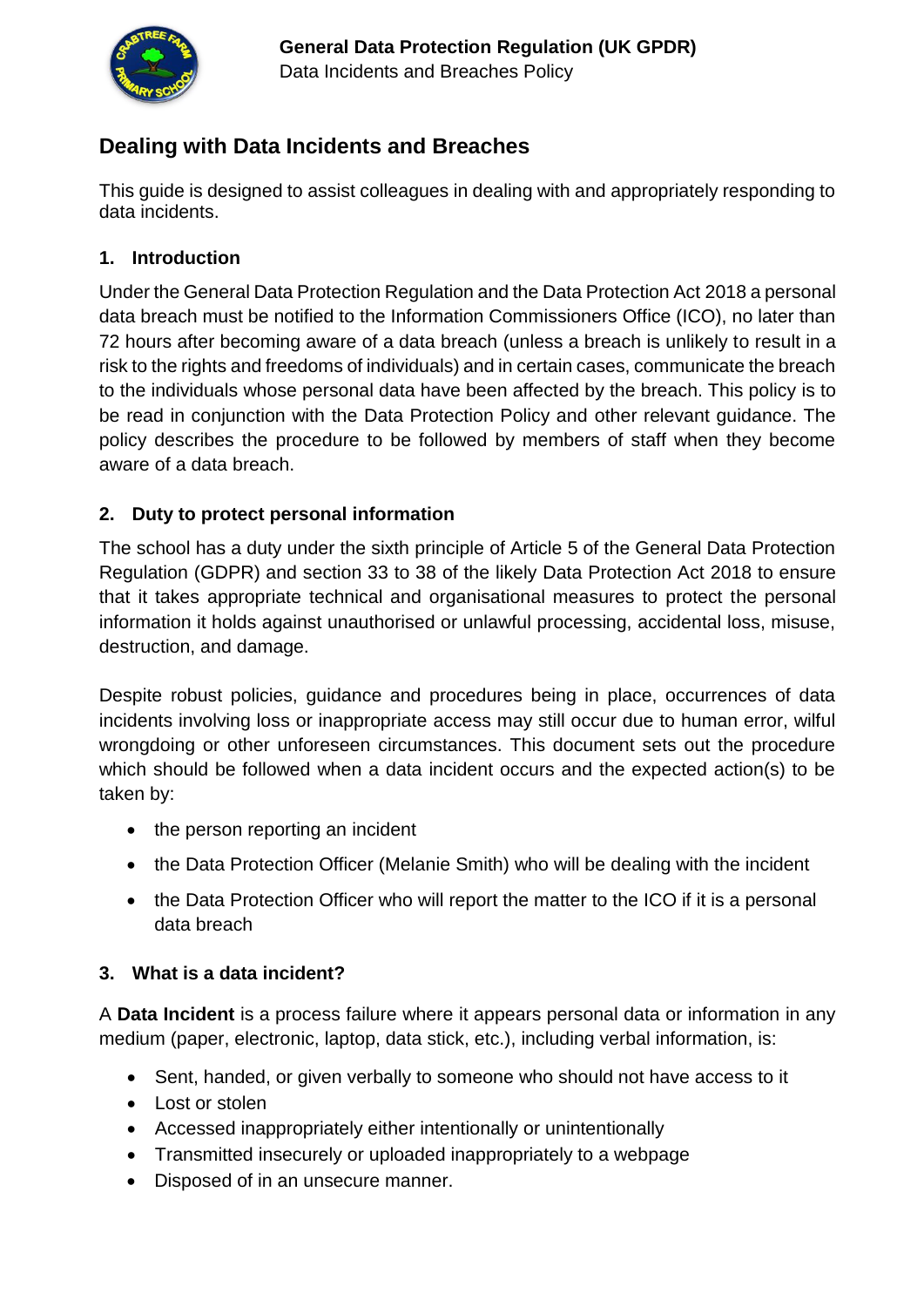# Dealing with Data Incidents and Breaches

This guide is designed to assist colleagues in dealing with and appropriately responding to data incidents.

## 1. Introduction

Under the General Data Protection Regulation and the Data Protection Act 2018 a personal data breach must be notified to the Information Commissioners Office (ICO), no later than 72 hours after becoming aware of a data breach (unless a breach is unlikely to result in a risk to the rights and freedoms of individuals) and in certain cases, communicate the breach to the individuals whose personal data have been affected by the breach. This policy is to be read in conjunction with the Data Protection Policy and other relevant guidance. The policy describes the procedure to be followed by members of staff when they become aware of a data breach.

## 2. Duty to protect personal information

The school has a duty under the sixth principle of Article 5 of the General Data Protection Regulation (GDPR) and section 33 to 38 of the likely Data Protection Act 2018 to ensure that it takes appropriate technical and organisational measures to protect the personal information it holds against unauthorised or unlawful processing, accidental loss, misuse, destruction, and damage.

Despite robust policies, guidance and procedures being in place, occurrences of data incidents involving loss or inappropriate access may still occur due to human error, wilful wrongdoing or other unforeseen circumstances. This document sets out the procedure which should be followed when a data incident occurs and the expected action(s) to be taken by:

- the person reporting an incident
- the Data Protection Officer (Melanie Smith) who will be dealing with the incident
- the Data Protection Officer who will report the matter to the ICO if it is a personal data breach

## 3. What is a data incident?

A **Data Incident** is a process failure where it appears personal data or information in any medium (paper, electronic, laptop, data stick, etc.), including verbal information, is:

- Sent, handed, or given verbally to someone who should not have access to it
- Lost or stolen
- Accessed inappropriately either intentionally or unintentionally
- Transmitted insecurely or uploaded inappropriately to a webpage
- Disposed of in an unsecure manner.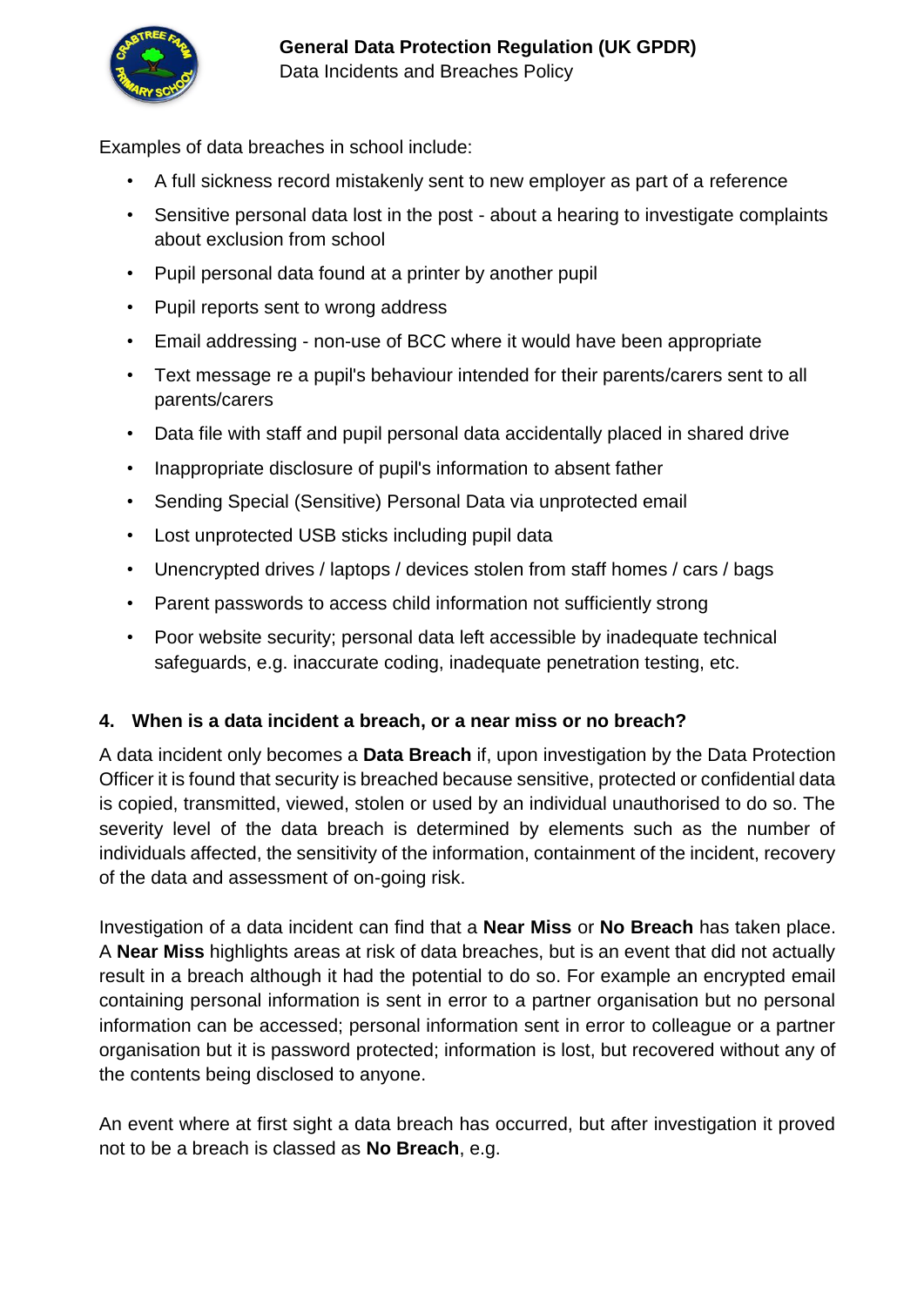Examples of data breaches in school include:

- A full sickness record mistakenly sent to new employer as part of a reference
- Sensitive personal data lost in the post - about a hearing to investigate complaints about exclusion from school
- Pupil personal data found at a printer by another pupil
- Pupil reports sent to wrong address
- Email addressing - non-use of BCC where it would have been appropriate
- Text message re a pupil's behaviour intended for their parents/carers sent to all parents/carers
- Data file with staff and pupil personal data accidentally placed in shared drive
- Inappropriate disclosure of pupil's information to absent father
- Sending Special (Sensitive) Personal Data via unprotected email
- Lost unprotected USB sticks including pupil data
- Unencrypted drives / laptops / devices stolen from staff homes / cars / bags
- Parent passwords to access child information not sufficiently strong
- Poor website security; personal data left accessible by inadequate technical safeguards, e.g. inaccurate coding, inadequate penetration testing, etc.

## 4. When is a data incident a breach, or a near miss or no breach?

A data incident only becomes a **Data Breach** if, upon investigation by the Data Protection Officer it is found that security is breached because sensitive, protected or confidential data is copied, transmitted, viewed, stolen or used by an individual unauthorised to do so. The severity level of the data breach is determined by elements such as the number of individuals affected, the sensitivity of the information, containment of the incident, recovery of the data and assessment of on-going risk.

Investigation of a data incident can find that a **Near Miss** or **No Breach** has taken place. A **Near Miss** highlights areas at risk of data breaches, but is an event that did not actually result in a breach although it had the potential to do so. For example an encrypted email containing personal information is sent in error to a partner organisation but no personal information can be accessed; personal information sent in error to colleague or a partner organisation but it is password protected; information is lost, but recovered without any of the contents being disclosed to anyone.

An event where at first sight a data breach has occurred, but after investigation it proved not to be a breach is classed as **No Breach**, e.g.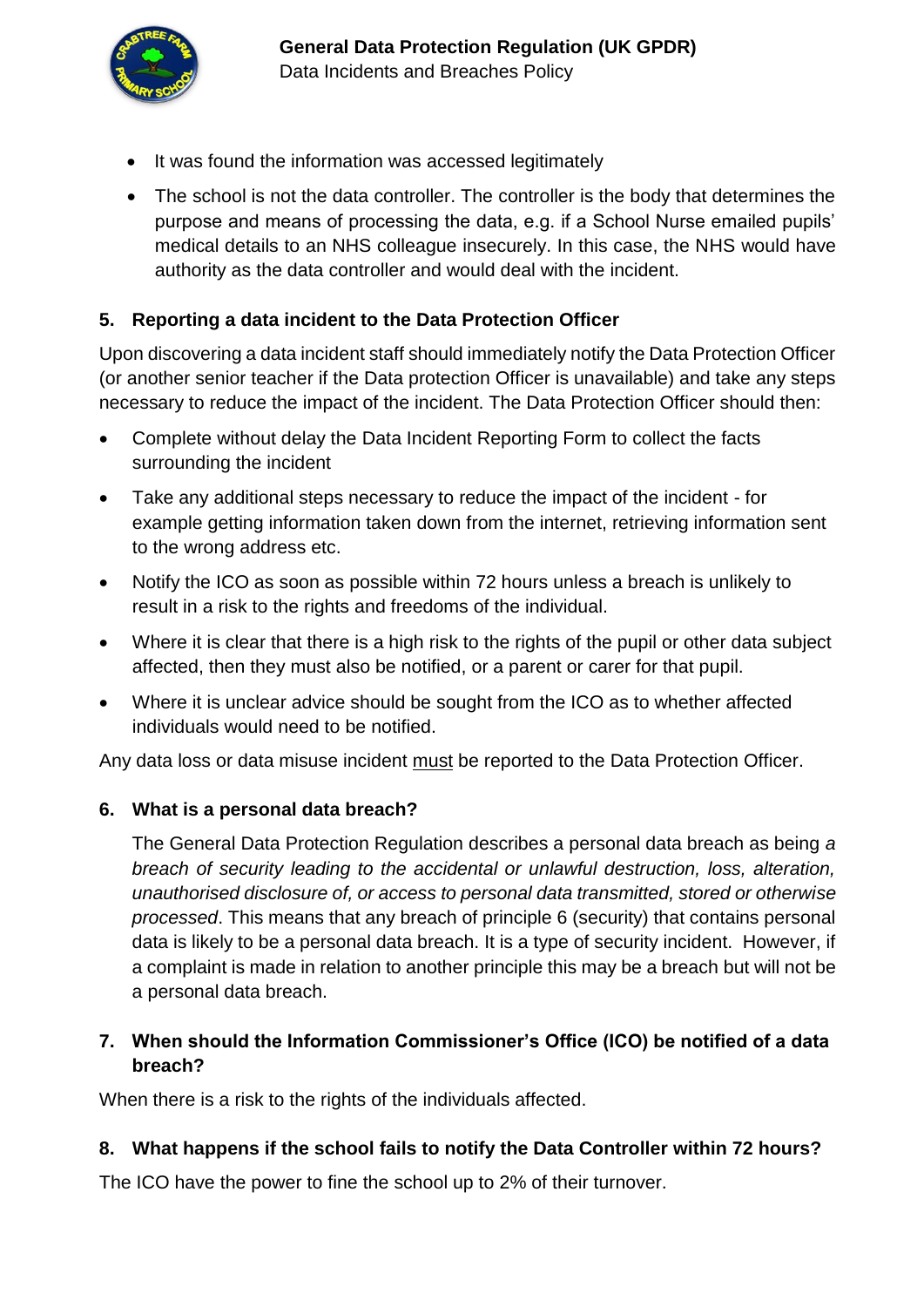- It was found the information was accessed legitimately
- The school is not the data controller. The controller is the body that determines the purpose and means of processing the data, e.g. if a School Nurse emailed pupils' medical details to an NHS colleague insecurely. In this case, the NHS would have authority as the data controller and would deal with the incident.

## 5. Reporting a data incident to the Data Protection Officer

Upon discovering a data incident staff should immediately notify the Data Protection Officer (or another senior teacher if the Data protection Officer is unavailable) and take any steps necessary to reduce the impact of the incident. The Data Protection Officer should then:

- Complete without delay the Data Incident Reporting Form to collect the facts surrounding the incident
- Take any additional steps necessary to reduce the impact of the incident - for example getting information taken down from the internet, retrieving information sent to the wrong address etc.
- Notify the ICO as soon as possible within 72 hours unless a breach is unlikely to result in a risk to the rights and freedoms of the individual.
- Where it is clear that there is a high risk to the rights of the pupil or other data subject affected, then they must also be notified, or a parent or carer for that pupil.
- Where it is unclear advice should be sought from the ICO as to whether affected individuals would need to be notified.

Any data loss or data misuse incident <u>must</u> be reported to the Data Protection Officer.

## 6. What is a personal data breach?

The General Data Protection Regulation describes a personal data breach as being *a breach of security leading to the accidental or unlawful destruction, loss, alteration, unauthorised disclosure of, or access to personal data transmitted, stored or otherwise processed*. This means that any breach of principle 6 (security) that contains personal data is likely to be a personal data breach. It is a type of security incident. However, if a complaint is made in relation to another principle this may be a breach but will not be a personal data breach.

## 7. When should the Information Commissioner's Office (ICO) be notified of a data breach?

When there is a risk to the rights of the individuals affected.

## 8. What happens if the school fails to notify the Data Controller within 72 hours?

The ICO have the power to fine the school up to 2% of their turnover.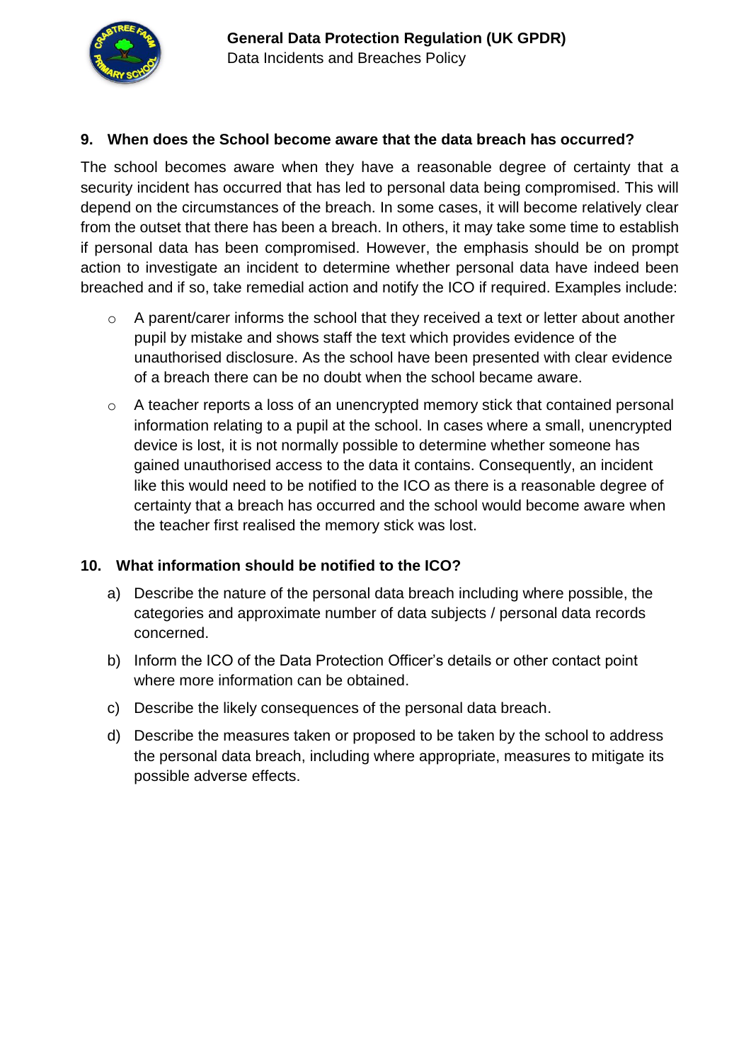## 9. When does the School become aware that the data breach has occurred?

The school becomes aware when they have a reasonable degree of certainty that a security incident has occurred that has led to personal data being compromised. This will depend on the circumstances of the breach. In some cases, it will become relatively clear from the outset that there has been a breach. In others, it may take some time to establish if personal data has been compromised. However, the emphasis should be on prompt action to investigate an incident to determine whether personal data have indeed been breached and if so, take remedial action and notify the ICO if required. Examples include:

- A parent/carer informs the school that they received a text or letter about another pupil by mistake and shows staff the text which provides evidence of the unauthorised disclosure. As the school have been presented with clear evidence of a breach there can be no doubt when the school became aware.
- A teacher reports a loss of an unencrypted memory stick that contained personal information relating to a pupil at the school. In cases where a small, unencrypted device is lost, it is not normally possible to determine whether someone has gained unauthorised access to the data it contains. Consequently, an incident like this would need to be notified to the ICO as there is a reasonable degree of certainty that a breach has occurred and the school would become aware when the teacher first realised the memory stick was lost.

## 10. What information should be notified to the ICO?

a) Describe the nature of the personal data breach including where possible, the categories and approximate number of data subjects / personal data records concerned.

b) Inform the ICO of the Data Protection Officer's details or other contact point where more information can be obtained.

c) Describe the likely consequences of the personal data breach.

d) Describe the measures taken or proposed to be taken by the school to address the personal data breach, including where appropriate, measures to mitigate its possible adverse effects.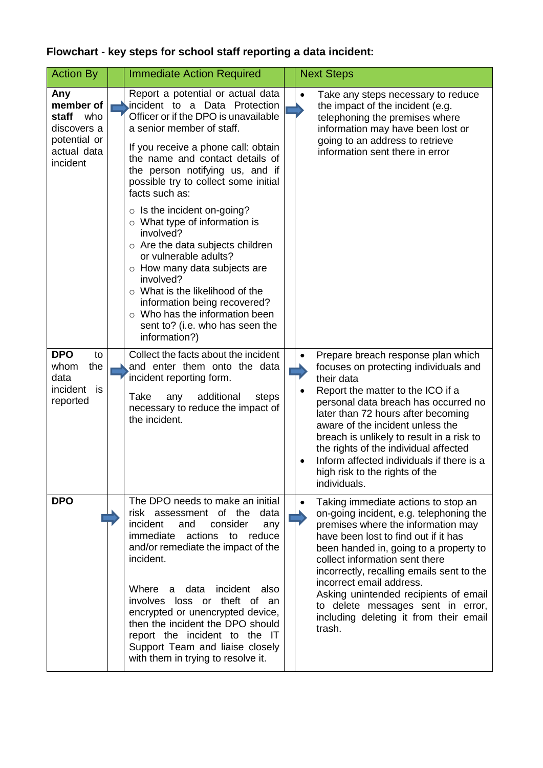**Flowchart - key steps for school staff reporting a data incident:**

| Action By | Immediate Action Required | Next Steps |
|---|---|---|
| **Any member of staff** who discovers a potential or actual data incident | Report a potential or actual data incident to a Data Protection Officer or if the DPO is unavailable a senior member of staff.<br><br>If you receive a phone call: obtain the name and contact details of the person notifying us, and if possible try to collect some initial facts such as:<br><br>○ Is the incident on-going?<br>○ What type of information is involved?<br>○ Are the data subjects children or vulnerable adults?<br>○ How many data subjects are involved?<br>○ What is the likelihood of the information being recovered?<br>○ Who has the information been sent to? (i.e. who has seen the information?) | • Take any steps necessary to reduce the impact of the incident (e.g. telephoning the premises where information may have been lost or going to an address to retrieve information sent there in error |
| **DPO** to whom the data incident is reported | Collect the facts about the incident and enter them onto the data incident reporting form.<br><br>Take any additional steps necessary to reduce the impact of the incident. | • Prepare breach response plan which focuses on protecting individuals and their data<br>• Report the matter to the ICO if a personal data breach has occurred no later than 72 hours after becoming aware of the incident unless the breach is unlikely to result in a risk to the rights of the individual affected<br>• Inform affected individuals if there is a high risk to the rights of the individuals. |
| **DPO** | The DPO needs to make an initial risk assessment of the data incident and consider any immediate actions to reduce and/or remediate the impact of the incident.<br><br>Where a data incident also involves loss or theft of an encrypted or unencrypted device, then the incident the DPO should report the incident to the IT Support Team and liaise closely with them in trying to resolve it. | • Taking immediate actions to stop an on-going incident, e.g. telephoning the premises where the information may have been lost to find out if it has been handed in, going to a property to collect information sent there incorrectly, recalling emails sent to the incorrect email address.<br>Asking unintended recipients of email to delete messages sent in error, including deleting it from their email trash. |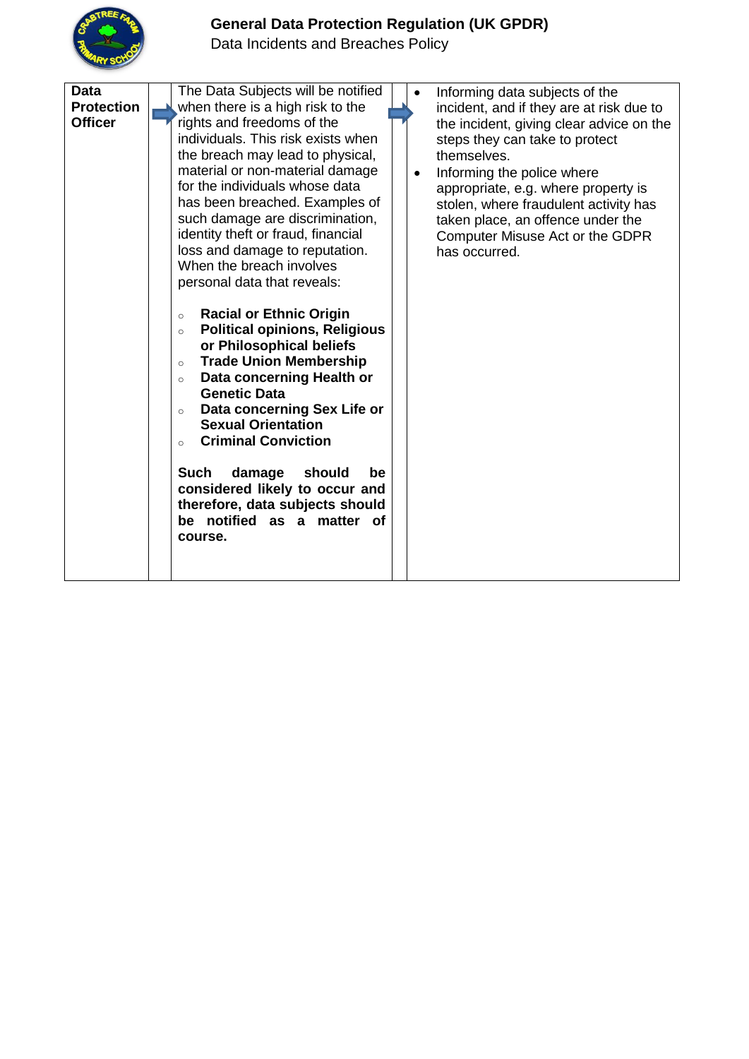| Data Protection Officer | → | The Data Subjects will be notified when there is a high risk to the rights and freedoms of the individuals. This risk exists when the breach may lead to physical, material or non-material damage for the individuals whose data has been breached. Examples of such damage are discrimination, identity theft or fraud, financial loss and damage to reputation. When the breach involves personal data that reveals:<br><br>○ **Racial or Ethnic Origin**<br>○ **Political opinions, Religious or Philosophical beliefs**<br>○ **Trade Union Membership**<br>○ **Data concerning Health or Genetic Data**<br>○ **Data concerning Sex Life or Sexual Orientation**<br>○ **Criminal Conviction**<br><br>**Such damage should be considered likely to occur and therefore, data subjects should be notified as a matter of course.** | → | • Informing data subjects of the incident, and if they are at risk due to the incident, giving clear advice on the steps they can take to protect themselves.<br>• Informing the police where appropriate, e.g. where property is stolen, where fraudulent activity has taken place, an offence under the Computer Misuse Act or the GDPR has occurred. |
|---|---|---|---|---|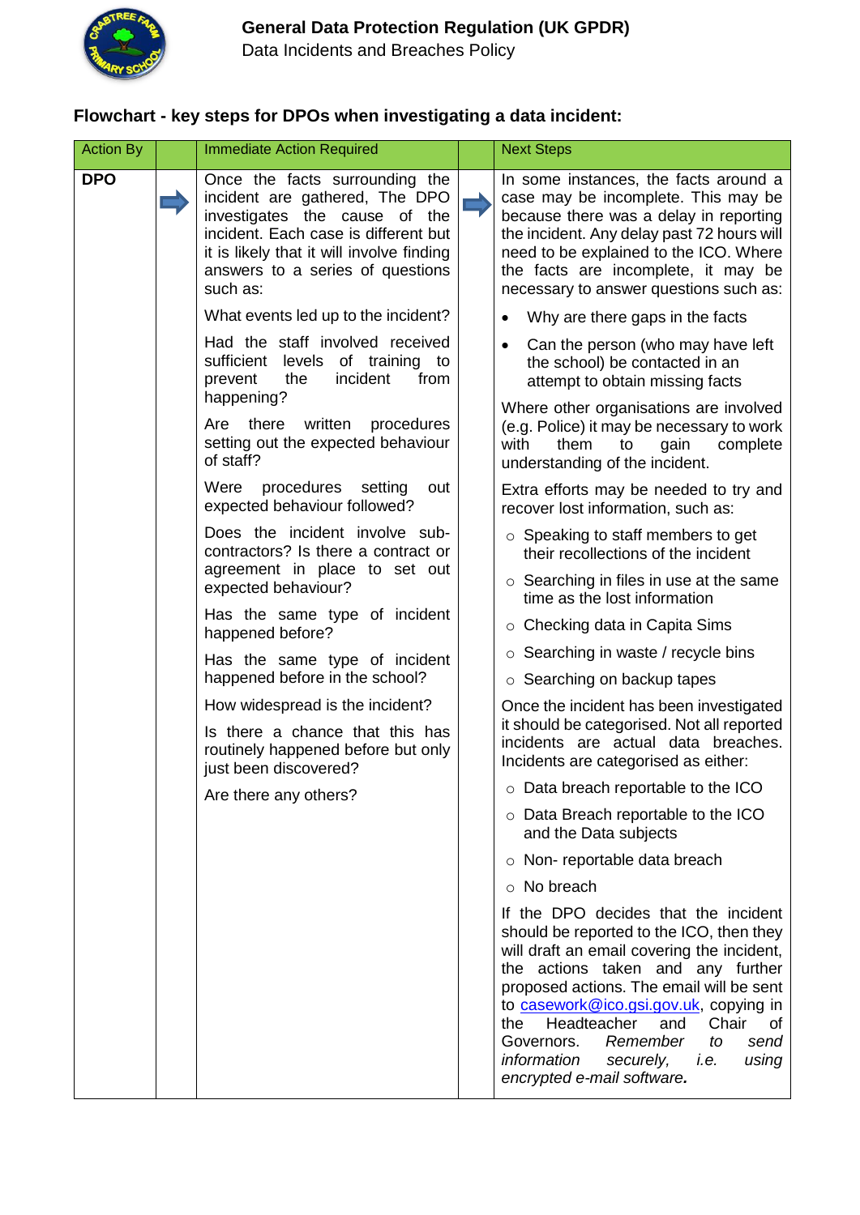## Flowchart - key steps for DPOs when investigating a data incident:

| Action By | | Immediate Action Required | | Next Steps |
|---|---|---|---|---|
| **DPO** | ➡ | Once the facts surrounding the incident are gathered, The DPO investigates the cause of the incident. Each case is different but it is likely that it will involve finding answers to a series of questions such as:<br><br>What events led up to the incident?<br><br>Had the staff involved received sufficient levels of training to prevent the incident from happening?<br><br>Are there written procedures setting out the expected behaviour of staff?<br><br>Were procedures setting out expected behaviour followed?<br><br>Does the incident involve sub-contractors? Is there a contract or agreement in place to set out expected behaviour?<br><br>Has the same type of incident happened before?<br><br>Has the same type of incident happened before in the school?<br><br>How widespread is the incident?<br><br>Is there a chance that this has routinely happened before but only just been discovered?<br><br>Are there any others? | ➡ | In some instances, the facts around a case may be incomplete. This may be because there was a delay in reporting the incident. Any delay past 72 hours will need to be explained to the ICO. Where the facts are incomplete, it may be necessary to answer questions such as:<br><br>• Why are there gaps in the facts<br>• Can the person (who may have left the school) be contacted in an attempt to obtain missing facts<br><br>Where other organisations are involved (e.g. Police) it may be necessary to work with them to gain complete understanding of the incident.<br><br>Extra efforts may be needed to try and recover lost information, such as:<br><br>○ Speaking to staff members to get their recollections of the incident<br>○ Searching in files in use at the same time as the lost information<br>○ Checking data in Capita Sims<br>○ Searching in waste / recycle bins<br>○ Searching on backup tapes<br><br>Once the incident has been investigated it should be categorised. Not all reported incidents are actual data breaches. Incidents are categorised as either:<br><br>○ Data breach reportable to the ICO<br>○ Data Breach reportable to the ICO and the Data subjects<br>○ Non- reportable data breach<br>○ No breach<br><br>If the DPO decides that the incident should be reported to the ICO, then they will draft an email covering the incident, the actions taken and any further proposed actions. The email will be sent to casework@ico.gsi.gov.uk, copying in the Headteacher and Chair of Governors. *Remember to send information securely, i.e. using encrypted e-mail software.* |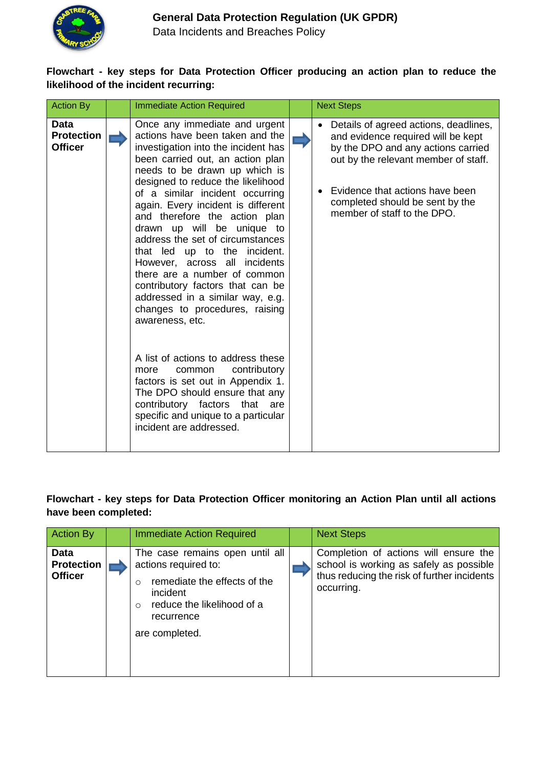**Flowchart - key steps for Data Protection Officer producing an action plan to reduce the likelihood of the incident recurring:**

| Action By | | Immediate Action Required | | Next Steps |
|---|---|---|---|---|
| **Data Protection Officer** | ➡ | Once any immediate and urgent actions have been taken and the investigation into the incident has been carried out, an action plan needs to be drawn up which is designed to reduce the likelihood of a similar incident occurring again. Every incident is different and therefore the action plan drawn up will be unique to address the set of circumstances that led up to the incident. However, across all incidents there are a number of common contributory factors that can be addressed in a similar way, e.g. changes to procedures, raising awareness, etc.<br><br>A list of actions to address these more common contributory factors is set out in Appendix 1. The DPO should ensure that any contributory factors that are specific and unique to a particular incident are addressed. | ➡ | • Details of agreed actions, deadlines, and evidence required will be kept by the DPO and any actions carried out by the relevant member of staff.<br><br>• Evidence that actions have been completed should be sent by the member of staff to the DPO. |

**Flowchart - key steps for Data Protection Officer monitoring an Action Plan until all actions have been completed:**

| Action By | | Immediate Action Required | | Next Steps |
|---|---|---|---|---|
| **Data Protection Officer** | ➡ | The case remains open until all actions required to:<br>○ remediate the effects of the incident<br>○ reduce the likelihood of a recurrence<br><br>are completed. | ➡ | Completion of actions will ensure the school is working as safely as possible thus reducing the risk of further incidents occurring. |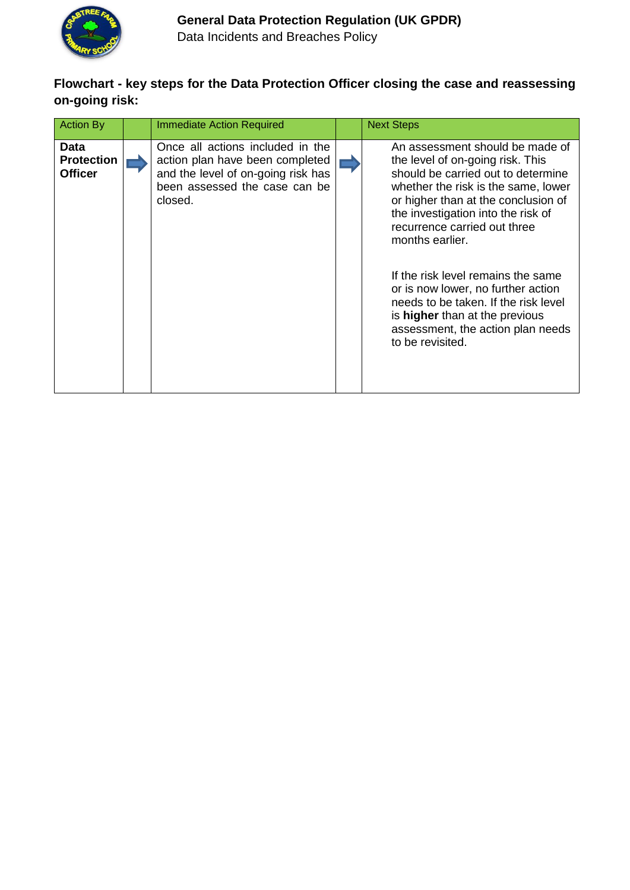**Flowchart - key steps for the Data Protection Officer closing the case and reassessing on-going risk:**

| Action By | | Immediate Action Required | | Next Steps |
|---|---|---|---|---|
| **Data Protection Officer** | ➡ | Once all actions included in the action plan have been completed and the level of on-going risk has been assessed the case can be closed. | ➡ | An assessment should be made of the level of on-going risk. This should be carried out to determine whether the risk is the same, lower or higher than at the conclusion of the investigation into the risk of recurrence carried out three months earlier.<br><br>If the risk level remains the same or is now lower, no further action needs to be taken. If the risk level is **higher** than at the previous assessment, the action plan needs to be revisited. |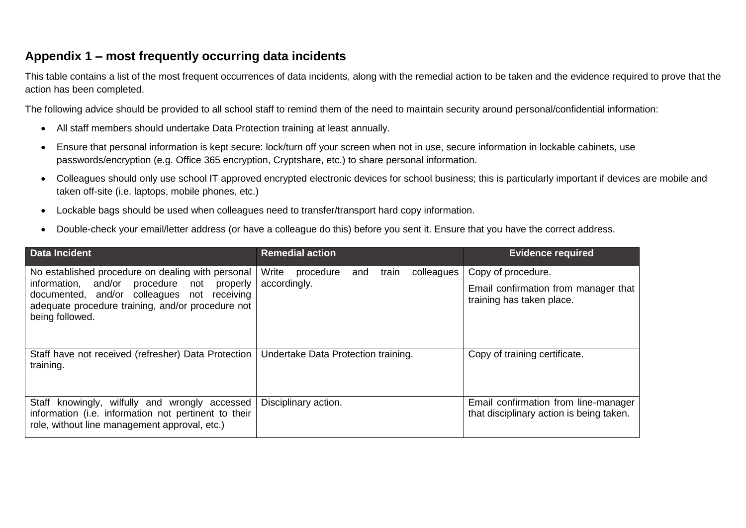## Appendix 1 – most frequently occurring data incidents

This table contains a list of the most frequent occurrences of data incidents, along with the remedial action to be taken and the evidence required to prove that the action has been completed.

The following advice should be provided to all school staff to remind them of the need to maintain security around personal/confidential information:

- All staff members should undertake Data Protection training at least annually.
- Ensure that personal information is kept secure: lock/turn off your screen when not in use, secure information in lockable cabinets, use passwords/encryption (e.g. Office 365 encryption, Cryptshare, etc.) to share personal information.
- Colleagues should only use school IT approved encrypted electronic devices for school business; this is particularly important if devices are mobile and taken off-site (i.e. laptops, mobile phones, etc.)
- Lockable bags should be used when colleagues need to transfer/transport hard copy information.
- Double-check your email/letter address (or have a colleague do this) before you sent it. Ensure that you have the correct address.

| Data Incident | Remedial action | Evidence required |
|---|---|---|
| No established procedure on dealing with personal information, and/or procedure not properly documented, and/or colleagues not receiving adequate procedure training, and/or procedure not being followed. | Write procedure and train colleagues accordingly. | Copy of procedure.<br><br>Email confirmation from manager that training has taken place. |
| Staff have not received (refresher) Data Protection training. | Undertake Data Protection training. | Copy of training certificate. |
| Staff knowingly, wilfully and wrongly accessed information (i.e. information not pertinent to their role, without line management approval, etc.) | Disciplinary action. | Email confirmation from line-manager that disciplinary action is being taken. |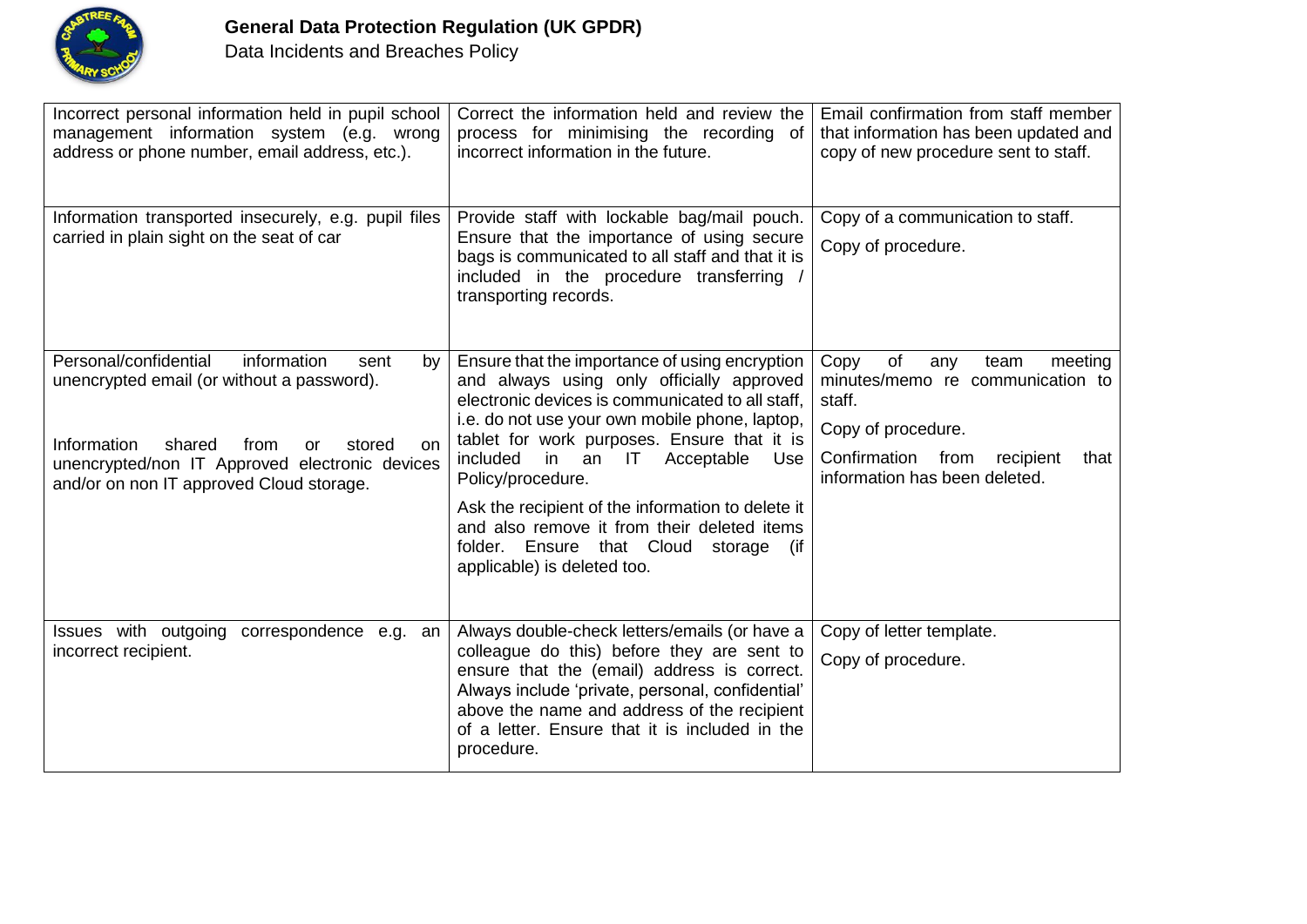| | | |
|---|---|---|
| Incorrect personal information held in pupil school management information system (e.g. wrong address or phone number, email address, etc.). | Correct the information held and review the process for minimising the recording of incorrect information in the future. | Email confirmation from staff member that information has been updated and copy of new procedure sent to staff. |
| Information transported insecurely, e.g. pupil files carried in plain sight on the seat of car | Provide staff with lockable bag/mail pouch. Ensure that the importance of using secure bags is communicated to all staff and that it is included in the procedure transferring / transporting records. | Copy of a communication to staff.<br><br>Copy of procedure. |
| Personal/confidential information sent by unencrypted email (or without a password).<br><br>Information shared from or stored on unencrypted/non IT Approved electronic devices and/or on non IT approved Cloud storage. | Ensure that the importance of using encryption and always using only officially approved electronic devices is communicated to all staff, i.e. do not use your own mobile phone, laptop, tablet for work purposes. Ensure that it is included in an IT Acceptable Use Policy/procedure.<br><br>Ask the recipient of the information to delete it and also remove it from their deleted items folder. Ensure that Cloud storage (if applicable) is deleted too. | Copy of any team meeting minutes/memo re communication to staff.<br><br>Copy of procedure.<br><br>Confirmation from recipient that information has been deleted. |
| Issues with outgoing correspondence e.g. an incorrect recipient. | Always double-check letters/emails (or have a colleague do this) before they are sent to ensure that the (email) address is correct. Always include 'private, personal, confidential' above the name and address of the recipient of a letter. Ensure that it is included in the procedure. | Copy of letter template.<br><br>Copy of procedure. |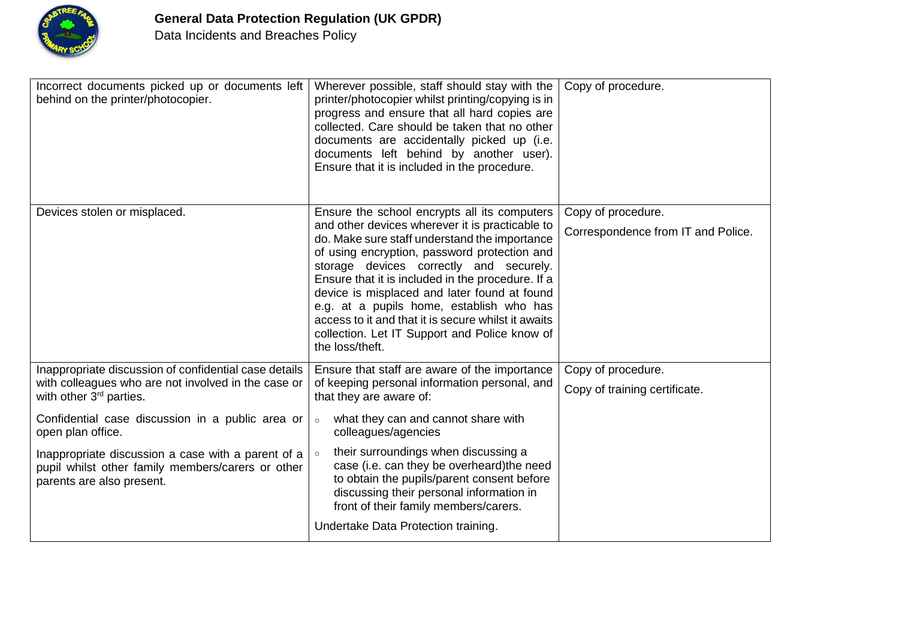| | | |
|---|---|---|
| Incorrect documents picked up or documents left behind on the printer/photocopier. | Wherever possible, staff should stay with the printer/photocopier whilst printing/copying is in progress and ensure that all hard copies are collected. Care should be taken that no other documents are accidentally picked up (i.e. documents left behind by another user). Ensure that it is included in the procedure. | Copy of procedure. |
| Devices stolen or misplaced. | Ensure the school encrypts all its computers and other devices wherever it is practicable to do. Make sure staff understand the importance of using encryption, password protection and storage devices correctly and securely. Ensure that it is included in the procedure. If a device is misplaced and later found at found e.g. at a pupils home, establish who has access to it and that it is secure whilst it awaits collection. Let IT Support and Police know of the loss/theft. | Copy of procedure.<br><br>Correspondence from IT and Police. |
| Inappropriate discussion of confidential case details with colleagues who are not involved in the case or with other 3rd parties.<br><br>Confidential case discussion in a public area or open plan office.<br><br>Inappropriate discussion a case with a parent of a pupil whilst other family members/carers or other parents are also present. | Ensure that staff are aware of the importance of keeping personal information personal, and that they are aware of:<br><br>◦ what they can and cannot share with colleagues/agencies<br>◦ their surroundings when discussing a case (i.e. can they be overheard)the need to obtain the pupils/parent consent before discussing their personal information in front of their family members/carers.<br><br>Undertake Data Protection training. | Copy of procedure.<br><br>Copy of training certificate. |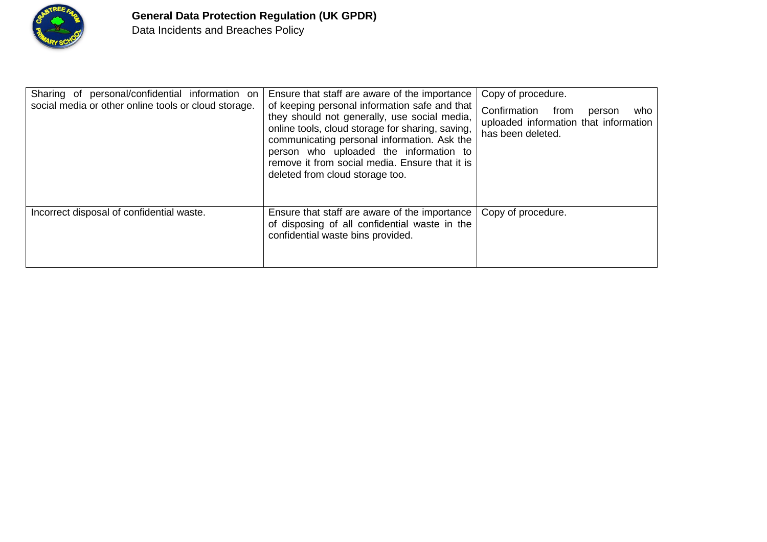| | | |
|---|---|---|
| Sharing of personal/confidential information on social media or other online tools or cloud storage. | Ensure that staff are aware of the importance of keeping personal information safe and that they should not generally, use social media, online tools, cloud storage for sharing, saving, communicating personal information. Ask the person who uploaded the information to remove it from social media. Ensure that it is deleted from cloud storage too. | Copy of procedure.<br><br>Confirmation from person who uploaded information that information has been deleted. |
| Incorrect disposal of confidential waste. | Ensure that staff are aware of the importance of disposing of all confidential waste in the confidential waste bins provided. | Copy of procedure. |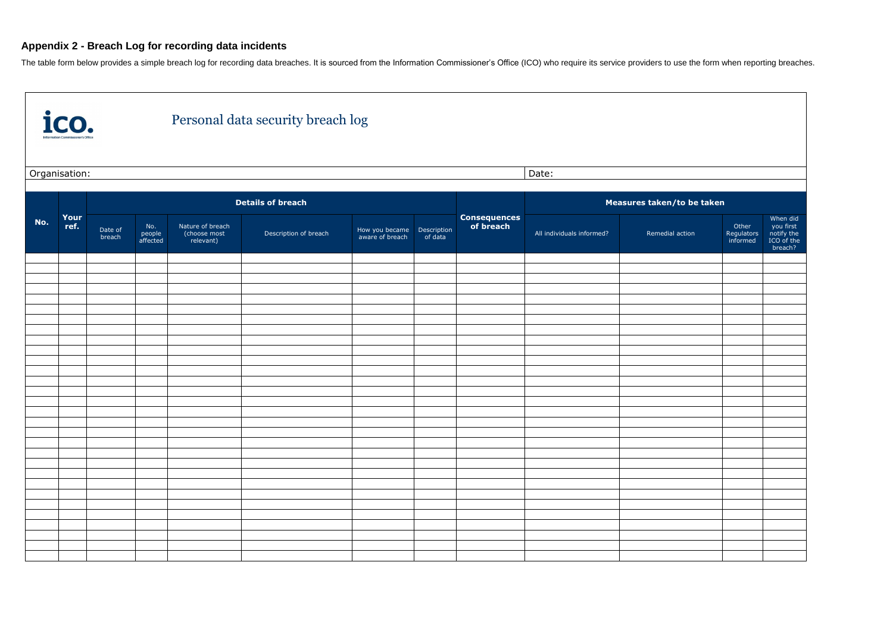## Appendix 2 - Breach Log for recording data incidents

The table form below provides a simple breach log for recording data breaches. It is sourced from the Information Commissioner's Office (ICO) who require its service providers to use the form when reporting breaches.

ico.
Information Commissioner's Office

Personal data security breach log

Organisation:

Date:

| No. | Your ref. | Details of breach | | | | | | Consequences of breach | Measures taken/to be taken | | | |
|---|---|---|---|---|---|---|---|---|---|---|---|---|
| | | Date of breach | No. people affected | Nature of breach (choose most relevant) | Description of breach | How you became aware of breach | Description of data | | All individuals informed? | Remedial action | Other Regulators informed | When did you first notify the ICO of the breach? |
| | | | | | | | | | | | | |
| | | | | | | | | | | | | |
| | | | | | | | | | | | | |
| | | | | | | | | | | | | |
| | | | | | | | | | | | | |
| | | | | | | | | | | | | |
| | | | | | | | | | | | | |
| | | | | | | | | | | | | |
| | | | | | | | | | | | | |
| | | | | | | | | | | | | |
| | | | | | | | | | | | | |
| | | | | | | | | | | | | |
| | | | | | | | | | | | | |
| | | | | | | | | | | | | |
| | | | | | | | | | | | | |
| | | | | | | | | | | | | |
| | | | | | | | | | | | | |
| | | | | | | | | | | | | |
| | | | | | | | | | | | | |
| | | | | | | | | | | | | |
| | | | | | | | | | | | | |
| | | | | | | | | | | | | |
| | | | | | | | | | | | | |
| | | | | | | | | | | | | |
| | | | | | | | | | | | | |
| | | | | | | | | | | | | |
| | | | | | | | | | | | | |
| | | | | | | | | | | | | |
| | | | | | | | | | | | | |
| | | | | | | | | | | | | |